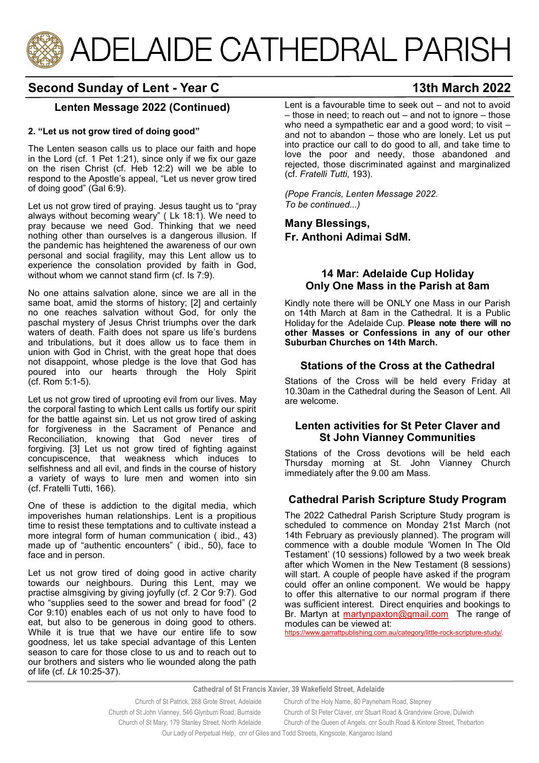# ADELAIDE CATHEDRAL PARISH

## Second Sunday of Lent - Year C

**13th March 2022**

### Lenten Message 2022 (Continued)

**2. "Let us not grow tired of doing good"**

The Lenten season calls us to place our faith and hope in the Lord (cf. 1 Pet 1:21), since only if we fix our gaze on the risen Christ (cf. Heb 12:2) will we be able to respond to the Apostle's appeal, "Let us never grow tired of doing good" (Gal 6:9).

Let us not grow tired of praying. Jesus taught us to "pray always without becoming weary" ( Lk 18:1). We need to pray because we need God. Thinking that we need nothing other than ourselves is a dangerous illusion. If the pandemic has heightened the awareness of our own personal and social fragility, may this Lent allow us to experience the consolation provided by faith in God, without whom we cannot stand firm (cf. Is 7:9).

No one attains salvation alone, since we are all in the same boat, amid the storms of history; [2] and certainly no one reaches salvation without God, for only the paschal mystery of Jesus Christ triumphs over the dark waters of death. Faith does not spare us life's burdens and tribulations, but it does allow us to face them in union with God in Christ, with the great hope that does not disappoint, whose pledge is the love that God has poured into our hearts through the Holy Spirit (cf. Rom 5:1-5).

Let us not grow tired of uprooting evil from our lives. May the corporal fasting to which Lent calls us fortify our spirit for the battle against sin. Let us not grow tired of asking for forgiveness in the Sacrament of Penance and Reconciliation, knowing that God never tires of forgiving. [3] Let us not grow tired of fighting against concupiscence, that weakness which induces to selfishness and all evil, and finds in the course of history a variety of ways to lure men and women into sin (cf. Fratelli Tutti, 166).

One of these is addiction to the digital media, which impoverishes human relationships. Lent is a propitious time to resist these temptations and to cultivate instead a more integral form of human communication ( ibid., 43) made up of "authentic encounters" ( ibid., 50), face to face and in person.

Let us not grow tired of doing good in active charity towards our neighbours. During this Lent, may we practise almsgiving by giving joyfully (cf. 2 Cor 9:7). God who "supplies seed to the sower and bread for food" (2 Cor 9:10) enables each of us not only to have food to eat, but also to be generous in doing good to others. While it is true that we have our entire life to sow goodness, let us take special advantage of this Lenten season to care for those close to us and to reach out to our brothers and sisters who lie wounded along the path of life (cf. *Lk* 10:25-37).

Lent is a favourable time to seek out – and not to avoid – those in need; to reach out – and not to ignore – those who need a sympathetic ear and a good word; to visit – and not to abandon – those who are lonely. Let us put into practice our call to do good to all, and take time to love the poor and needy, those abandoned and rejected, those discriminated against and marginalized (cf. *Fratelli Tutti*, 193).

*(Pope Francis, Lenten Message 2022.*
*To be continued...)*

**Many Blessings,**
**Fr. Anthoni Adimai SdM.**

### 14 Mar: Adelaide Cup Holiday Only One Mass in the Parish at 8am

Kindly note there will be ONLY one Mass in our Parish on 14th March at 8am in the Cathedral. It is a Public Holiday for the Adelaide Cup. **Please note there will no other Masses or Confessions in any of our other Suburban Churches on 14th March.**

### Stations of the Cross at the Cathedral

Stations of the Cross will be held every Friday at 10.30am in the Cathedral during the Season of Lent. All are welcome.

### Lenten activities for St Peter Claver and St John Vianney Communities

Stations of the Cross devotions will be held each Thursday morning at St. John Vianney Church immediately after the 9.00 am Mass.

### Cathedral Parish Scripture Study Program

The 2022 Cathedral Parish Scripture Study program is scheduled to commence on Monday 21st March (not 14th February as previously planned). The program will commence with a double module 'Women In The Old Testament' (10 sessions) followed by a two week break after which Women in the New Testament (8 sessions) will start. A couple of people have asked if the program could offer an online component. We would be happy to offer this alternative to our normal program if there was sufficient interest. Direct enquiries and bookings to Br. Martyn at martynpaxton@gmail.com The range of modules can be viewed at: https://www.garrattpublishing.com.au/category/little-rock-scripture-study/.

**Cathedral of St Francis Xavier, 39 Wakefield Street, Adelaide**

Church of St Patrick, 268 Grote Street, Adelaide — Church of the Holy Name, 80 Payneham Road, Stepney
Church of St John Vianney, 546 Glynburn Road, Burnside — Church of St Peter Claver, cnr Stuart Road & Grandview Grove, Dulwich
Church of St Mary, 179 Stanley Street, North Adelaide — Church of the Queen of Angels, cnr South Road & Kintore Street, Thebarton
Our Lady of Perpetual Help, cnr of Giles and Todd Streets, Kingscote, Kangaroo Island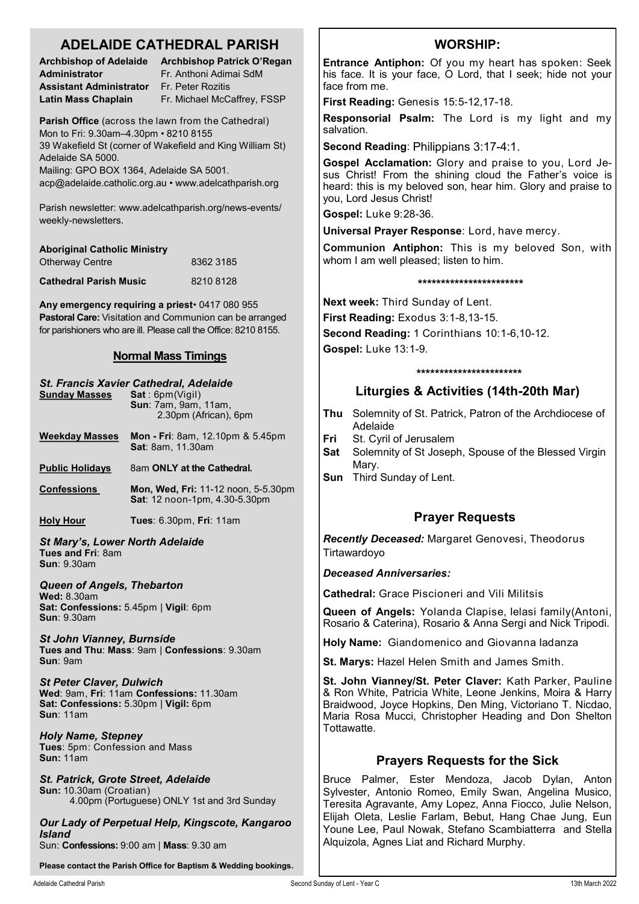# ADELAIDE CATHEDRAL PARISH

| | |
|---|---|
| **Archbishop of Adelaide** | **Archbishop Patrick O'Regan** |
| **Administrator** | Fr. Anthoni Adimai SdM |
| **Assistant Administrator** | Fr. Peter Rozitis |
| **Latin Mass Chaplain** | Fr. Michael McCaffrey, FSSP |

**Parish Office** (across the lawn from the Cathedral)
Mon to Fri: 9.30am–4.30pm • 8210 8155
39 Wakefield St (corner of Wakefield and King William St) Adelaide SA 5000.
Mailing: GPO BOX 1364, Adelaide SA 5001.
acp@adelaide.catholic.org.au • www.adelcathparish.org

Parish newsletter: www.adelcathparish.org/news-events/weekly-newsletters.

**Aboriginal Catholic Ministry**
Otherway Centre 8362 3185

**Cathedral Parish Music** 8210 8128

**Any emergency requiring a priest**• 0417 080 955
**Pastoral Care:** Visitation and Communion can be arranged for parishioners who are ill. Please call the Office: 8210 8155.

## Normal Mass Timings

### *St. Francis Xavier Cathedral, Adelaide*

| | |
|---|---|
| **Sunday Masses** | **Sat** : 6pm(Vigil)<br>**Sun**: 7am, 9am, 11am, 2.30pm (African), 6pm |
| **Weekday Masses** | **Mon - Fri**: 8am, 12.10pm & 5.45pm<br>**Sat**: 8am, 11.30am |
| **Public Holidays** | 8am **ONLY at the Cathedral.** |
| **Confessions** | **Mon, Wed, Fri:** 11-12 noon, 5-5.30pm<br>**Sat**: 12 noon-1pm, 4.30-5.30pm |
| **Holy Hour** | **Tues**: 6.30pm, **Fri**: 11am |

### *St Mary's, Lower North Adelaide*
**Tues and Fri**: 8am
**Sun**: 9.30am

### *Queen of Angels, Thebarton*
**Wed:** 8.30am
**Sat: Confessions:** 5.45pm | **Vigil**: 6pm
**Sun**: 9.30am

### *St John Vianney, Burnside*
**Tues and Thu**: **Mass**: 9am | **Confessions**: 9.30am
**Sun**: 9am

### *St Peter Claver, Dulwich*
**Wed**: 9am, **Fri**: 11am **Confessions:** 11.30am
**Sat: Confessions:** 5.30pm | **Vigil:** 6pm
**Sun**: 11am

### *Holy Name, Stepney*
**Tues**: 5pm: Confession and Mass
**Sun:** 11am

### *St. Patrick, Grote Street, Adelaide*
**Sun:** 10.30am (Croatian)
4.00pm (Portuguese) ONLY 1st and 3rd Sunday

### *Our Lady of Perpetual Help, Kingscote, Kangaroo Island*
Sun: **Confessions:** 9:00 am | **Mass**: 9.30 am

**Please contact the Parish Office for Baptism & Wedding bookings.**

## WORSHIP:

**Entrance Antiphon:** Of you my heart has spoken: Seek his face. It is your face, O Lord, that I seek; hide not your face from me.

**First Reading:** Genesis 15:5-12,17-18.

**Responsorial Psalm:** The Lord is my light and my salvation.

**Second Reading**: Philippians 3:17-4:1.

**Gospel Acclamation:** Glory and praise to you, Lord Jesus Christ! From the shining cloud the Father's voice is heard: this is my beloved son, hear him. Glory and praise to you, Lord Jesus Christ!

**Gospel:** Luke 9:28-36.

**Universal Prayer Response**: Lord, have mercy.

**Communion Antiphon:** This is my beloved Son, with whom I am well pleased; listen to him.

***********************

**Next week:** Third Sunday of Lent.

**First Reading:** Exodus 3:1-8,13-15.

**Second Reading:** 1 Corinthians 10:1-6,10-12.

**Gospel:** Luke 13:1-9.

***********************

## Liturgies & Activities (14th-20th Mar)

| | |
|---|---|
| **Thu** | Solemnity of St. Patrick, Patron of the Archdiocese of Adelaide |
| **Fri** | St. Cyril of Jerusalem |
| **Sat** | Solemnity of St Joseph, Spouse of the Blessed Virgin Mary. |
| **Sun** | Third Sunday of Lent. |

## Prayer Requests

***Recently Deceased:*** Margaret Genovesi, Theodorus Tirtawardoyo

***Deceased Anniversaries:***

**Cathedral:** Grace Piscioneri and Vili Militsis

**Queen of Angels:** Yolanda Clapise, Ielasi family(Antoni, Rosario & Caterina), Rosario & Anna Sergi and Nick Tripodi.

**Holy Name:** Giandomenico and Giovanna Iadanza

**St. Marys:** Hazel Helen Smith and James Smith.

**St. John Vianney/St. Peter Claver:** Kath Parker, Pauline & Ron White, Patricia White, Leone Jenkins, Moira & Harry Braidwood, Joyce Hopkins, Den Ming, Victoriano T. Nicdao, Maria Rosa Mucci, Christopher Heading and Don Shelton Tottawatte.

## Prayers Requests for the Sick

Bruce Palmer, Ester Mendoza, Jacob Dylan, Anton Sylvester, Antonio Romeo, Emily Swan, Angelina Musico, Teresita Agravante, Amy Lopez, Anna Fiocco, Julie Nelson, Elijah Oleta, Leslie Farlam, Bebut, Hang Chae Jung, Eun Youne Lee, Paul Nowak, Stefano Scambiatterra and Stella Alquizola, Agnes Liat and Richard Murphy.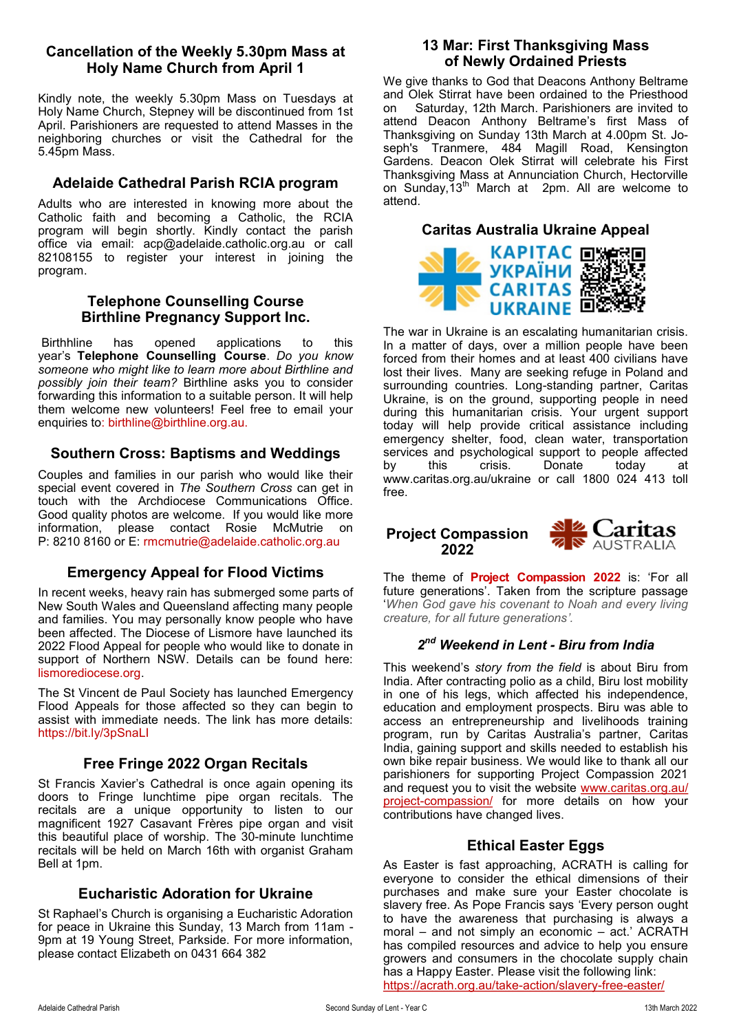## Cancellation of the Weekly 5.30pm Mass at Holy Name Church from April 1

Kindly note, the weekly 5.30pm Mass on Tuesdays at Holy Name Church, Stepney will be discontinued from 1st April. Parishioners are requested to attend Masses in the neighboring churches or visit the Cathedral for the 5.45pm Mass.

## Adelaide Cathedral Parish RCIA program

Adults who are interested in knowing more about the Catholic faith and becoming a Catholic, the RCIA program will begin shortly. Kindly contact the parish office via email: acp@adelaide.catholic.org.au or call 82108155 to register your interest in joining the program.

## Telephone Counselling Course Birthline Pregnancy Support Inc.

Birthhline has opened applications to this year's **Telephone Counselling Course**. *Do you know someone who might like to learn more about Birthline and possibly join their team?* Birthline asks you to consider forwarding this information to a suitable person. It will help them welcome new volunteers! Feel free to email your enquiries to: birthline@birthline.org.au.

## Southern Cross: Baptisms and Weddings

Couples and families in our parish who would like their special event covered in *The Southern Cross* can get in touch with the Archdiocese Communications Office. Good quality photos are welcome. If you would like more information, please contact Rosie McMutrie on P: 8210 8160 or E: rmcmutrie@adelaide.catholic.org.au

## Emergency Appeal for Flood Victims

In recent weeks, heavy rain has submerged some parts of New South Wales and Queensland affecting many people and families. You may personally know people who have been affected. The Diocese of Lismore have launched its 2022 Flood Appeal for people who would like to donate in support of Northern NSW. Details can be found here: lismorediocese.org.

The St Vincent de Paul Society has launched Emergency Flood Appeals for those affected so they can begin to assist with immediate needs. The link has more details: https://bit.ly/3pSnaLI

## Free Fringe 2022 Organ Recitals

St Francis Xavier's Cathedral is once again opening its doors to Fringe lunchtime pipe organ recitals. The recitals are a unique opportunity to listen to our magnificent 1927 Casavant Frères pipe organ and visit this beautiful place of worship. The 30-minute lunchtime recitals will be held on March 16th with organist Graham Bell at 1pm.

## Eucharistic Adoration for Ukraine

St Raphael's Church is organising a Eucharistic Adoration for peace in Ukraine this Sunday, 13 March from 11am - 9pm at 19 Young Street, Parkside. For more information, please contact Elizabeth on 0431 664 382

## 13 Mar: First Thanksgiving Mass of Newly Ordained Priests

We give thanks to God that Deacons Anthony Beltrame and Olek Stirrat have been ordained to the Priesthood on Saturday, 12th March. Parishioners are invited to attend Deacon Anthony Beltrame's first Mass of Thanksgiving on Sunday 13th March at 4.00pm St. Joseph's Tranmere, 484 Magill Road, Kensington Gardens. Deacon Olek Stirrat will celebrate his First Thanksgiving Mass at Annunciation Church, Hectorville on Sunday,13th March at 2pm. All are welcome to attend.

## Caritas Australia Ukraine Appeal

КАРІТАС УКРАЇНИ CARITAS UKRAINE

The war in Ukraine is an escalating humanitarian crisis. In a matter of days, over a million people have been forced from their homes and at least 400 civilians have lost their lives. Many are seeking refuge in Poland and surrounding countries. Long-standing partner, Caritas Ukraine, is on the ground, supporting people in need during this humanitarian crisis. Your urgent support today will help provide critical assistance including emergency shelter, food, clean water, transportation services and psychological support to people affected by this crisis. Donate today at www.caritas.org.au/ukraine or call 1800 024 413 toll free.

## Project Compassion 2022

Caritas AUSTRALIA

The theme of **Project Compassion 2022** is: 'For all future generations'. Taken from the scripture passage '*When God gave his covenant to Noah and every living creature, for all future generations'.*

### *2nd Weekend in Lent - Biru from India*

This weekend's *story from the field* is about Biru from India. After contracting polio as a child, Biru lost mobility in one of his legs, which affected his independence, education and employment prospects. Biru was able to access an entrepreneurship and livelihoods training program, run by Caritas Australia's partner, Caritas India, gaining support and skills needed to establish his own bike repair business. We would like to thank all our parishioners for supporting Project Compassion 2021 and request you to visit the website www.caritas.org.au/project-compassion/ for more details on how your contributions have changed lives.

## Ethical Easter Eggs

As Easter is fast approaching, ACRATH is calling for everyone to consider the ethical dimensions of their purchases and make sure your Easter chocolate is slavery free. As Pope Francis says 'Every person ought to have the awareness that purchasing is always a moral – and not simply an economic – act.' ACRATH has compiled resources and advice to help you ensure growers and consumers in the chocolate supply chain has a Happy Easter. Please visit the following link: https://acrath.org.au/take-action/slavery-free-easter/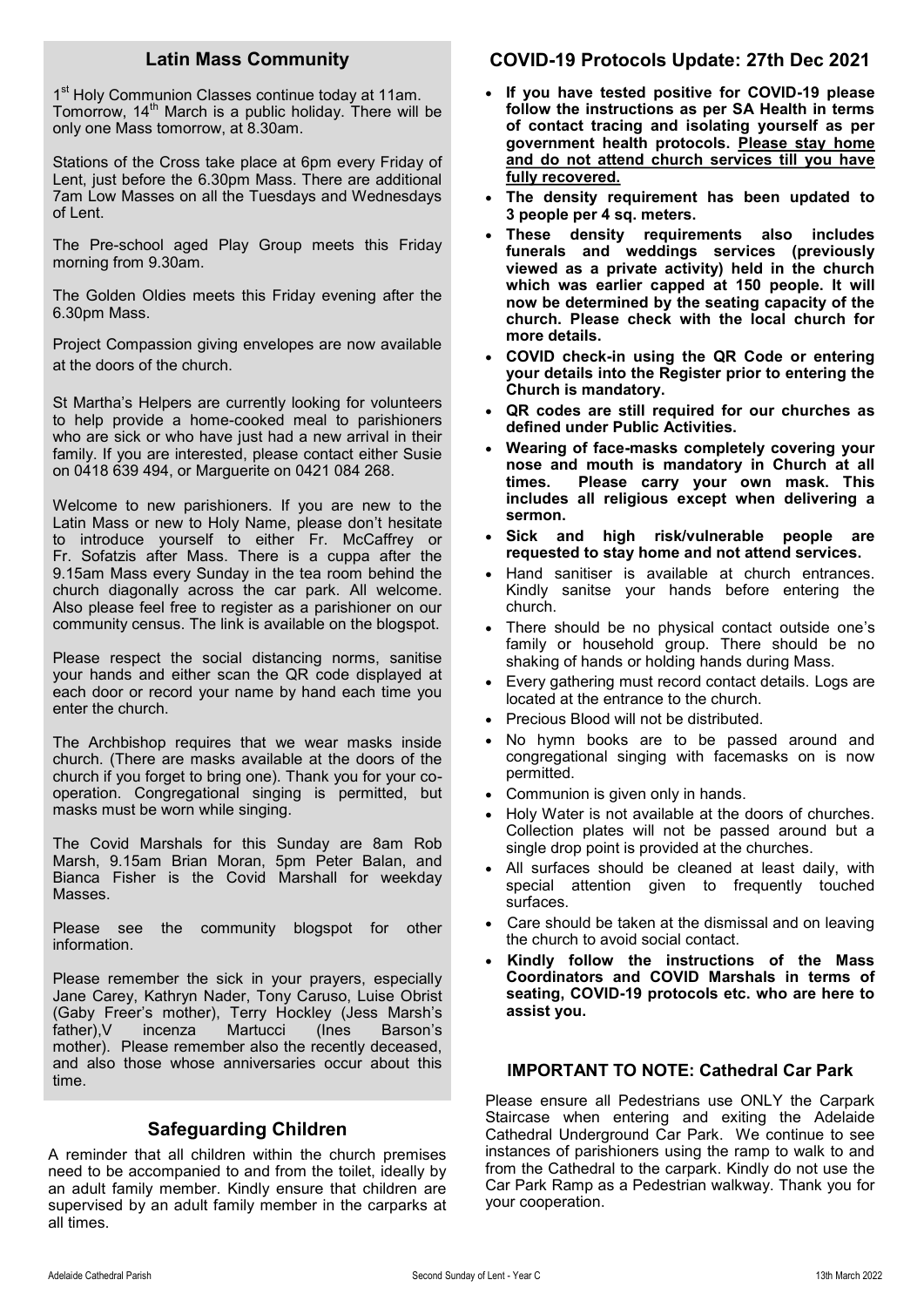## Latin Mass Community

1st Holy Communion Classes continue today at 11am. Tomorrow, 14th March is a public holiday. There will be only one Mass tomorrow, at 8.30am.

Stations of the Cross take place at 6pm every Friday of Lent, just before the 6.30pm Mass. There are additional 7am Low Masses on all the Tuesdays and Wednesdays of Lent.

The Pre-school aged Play Group meets this Friday morning from 9.30am.

The Golden Oldies meets this Friday evening after the 6.30pm Mass.

Project Compassion giving envelopes are now available at the doors of the church.

St Martha's Helpers are currently looking for volunteers to help provide a home-cooked meal to parishioners who are sick or who have just had a new arrival in their family. If you are interested, please contact either Susie on 0418 639 494, or Marguerite on 0421 084 268.

Welcome to new parishioners. If you are new to the Latin Mass or new to Holy Name, please don't hesitate to introduce yourself to either Fr. McCaffrey or Fr. Sofatzis after Mass. There is a cuppa after the 9.15am Mass every Sunday in the tea room behind the church diagonally across the car park. All welcome. Also please feel free to register as a parishioner on our community census. The link is available on the blogspot.

Please respect the social distancing norms, sanitise your hands and either scan the QR code displayed at each door or record your name by hand each time you enter the church.

The Archbishop requires that we wear masks inside church. (There are masks available at the doors of the church if you forget to bring one). Thank you for your co-operation. Congregational singing is permitted, but masks must be worn while singing.

The Covid Marshals for this Sunday are 8am Rob Marsh, 9.15am Brian Moran, 5pm Peter Balan, and Bianca Fisher is the Covid Marshall for weekday Masses.

Please see the community blogspot for other information.

Please remember the sick in your prayers, especially Jane Carey, Kathryn Nader, Tony Caruso, Luise Obrist (Gaby Freer's mother), Terry Hockley (Jess Marsh's father),V incenza Martucci (Ines Barson's mother). Please remember also the recently deceased, and also those whose anniversaries occur about this time.

## Safeguarding Children

A reminder that all children within the church premises need to be accompanied to and from the toilet, ideally by an adult family member. Kindly ensure that children are supervised by an adult family member in the carparks at all times.

## COVID-19 Protocols Update: 27th Dec 2021

- **If you have tested positive for COVID-19 please follow the instructions as per SA Health in terms of contact tracing and isolating yourself as per government health protocols. Please stay home and do not attend church services till you have fully recovered.**
- **The density requirement has been updated to 3 people per 4 sq. meters.**
- **These density requirements also includes funerals and weddings services (previously viewed as a private activity) held in the church which was earlier capped at 150 people. It will now be determined by the seating capacity of the church. Please check with the local church for more details.**
- **COVID check-in using the QR Code or entering your details into the Register prior to entering the Church is mandatory.**
- **QR codes are still required for our churches as defined under Public Activities.**
- **Wearing of face-masks completely covering your nose and mouth is mandatory in Church at all times. Please carry your own mask. This includes all religious except when delivering a sermon.**
- **Sick and high risk/vulnerable people are requested to stay home and not attend services.**
- Hand sanitiser is available at church entrances. Kindly sanitse your hands before entering the church.
- There should be no physical contact outside one's family or household group. There should be no shaking of hands or holding hands during Mass.
- Every gathering must record contact details. Logs are located at the entrance to the church.
- Precious Blood will not be distributed.
- No hymn books are to be passed around and congregational singing with facemasks on is now permitted.
- Communion is given only in hands.
- Holy Water is not available at the doors of churches. Collection plates will not be passed around but a single drop point is provided at the churches.
- All surfaces should be cleaned at least daily, with special attention given to frequently touched surfaces.
- Care should be taken at the dismissal and on leaving the church to avoid social contact.
- **Kindly follow the instructions of the Mass Coordinators and COVID Marshals in terms of seating, COVID-19 protocols etc. who are here to assist you.**

### IMPORTANT TO NOTE: Cathedral Car Park

Please ensure all Pedestrians use ONLY the Carpark Staircase when entering and exiting the Adelaide Cathedral Underground Car Park. We continue to see instances of parishioners using the ramp to walk to and from the Cathedral to the carpark. Kindly do not use the Car Park Ramp as a Pedestrian walkway. Thank you for your cooperation.